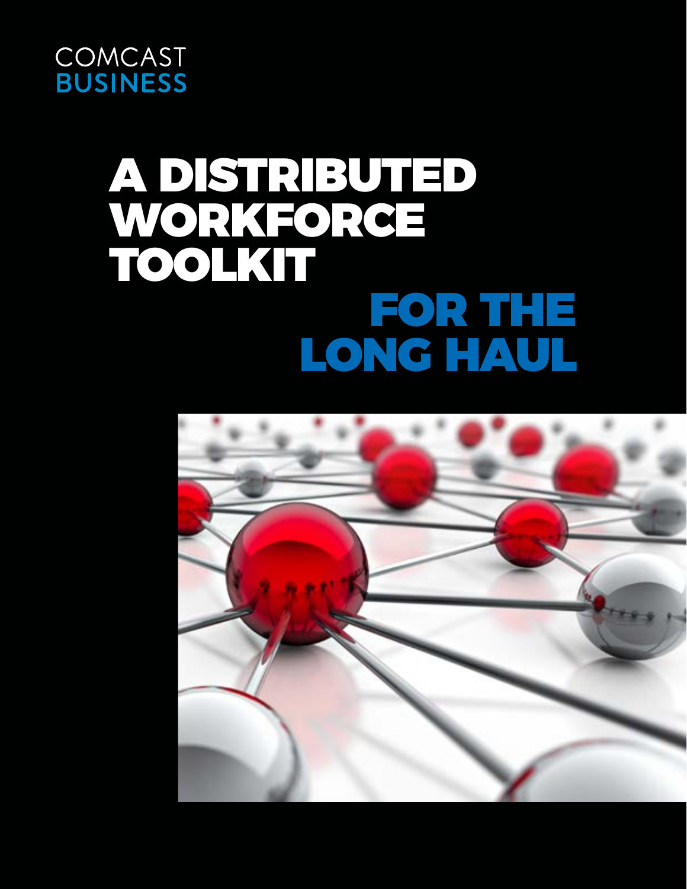COMCAST
BUSINESS

# A DISTRIBUTED WORKFORCE TOOLKIT FOR THE LONG HAUL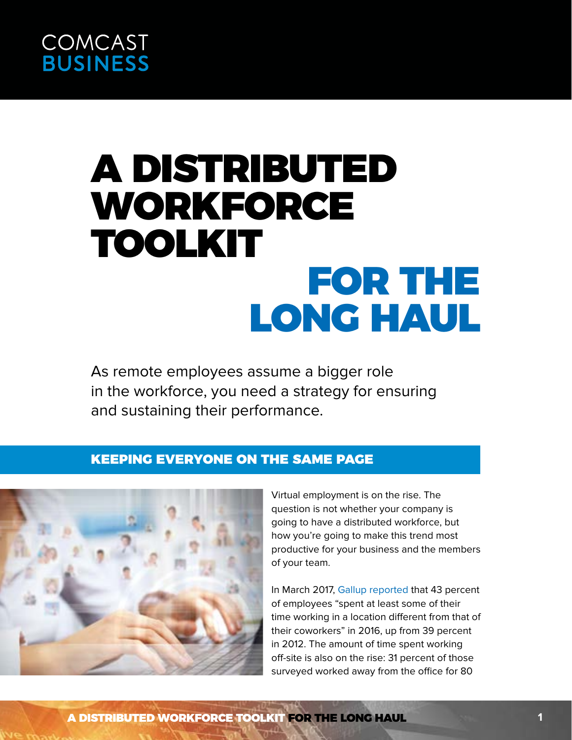COMCAST
BUSINESS

# A DISTRIBUTED WORKFORCE TOOLKIT FOR THE LONG HAUL

As remote employees assume a bigger role in the workforce, you need a strategy for ensuring and sustaining their performance.

## KEEPING EVERYONE ON THE SAME PAGE

Virtual employment is on the rise. The question is not whether your company is going to have a distributed workforce, but how you're going to make this trend most productive for your business and the members of your team.

In March 2017, Gallup reported that 43 percent of employees "spent at least some of their time working in a location different from that of their coworkers" in 2016, up from 39 percent in 2012. The amount of time spent working off-site is also on the rise: 31 percent of those surveyed worked away from the office for 80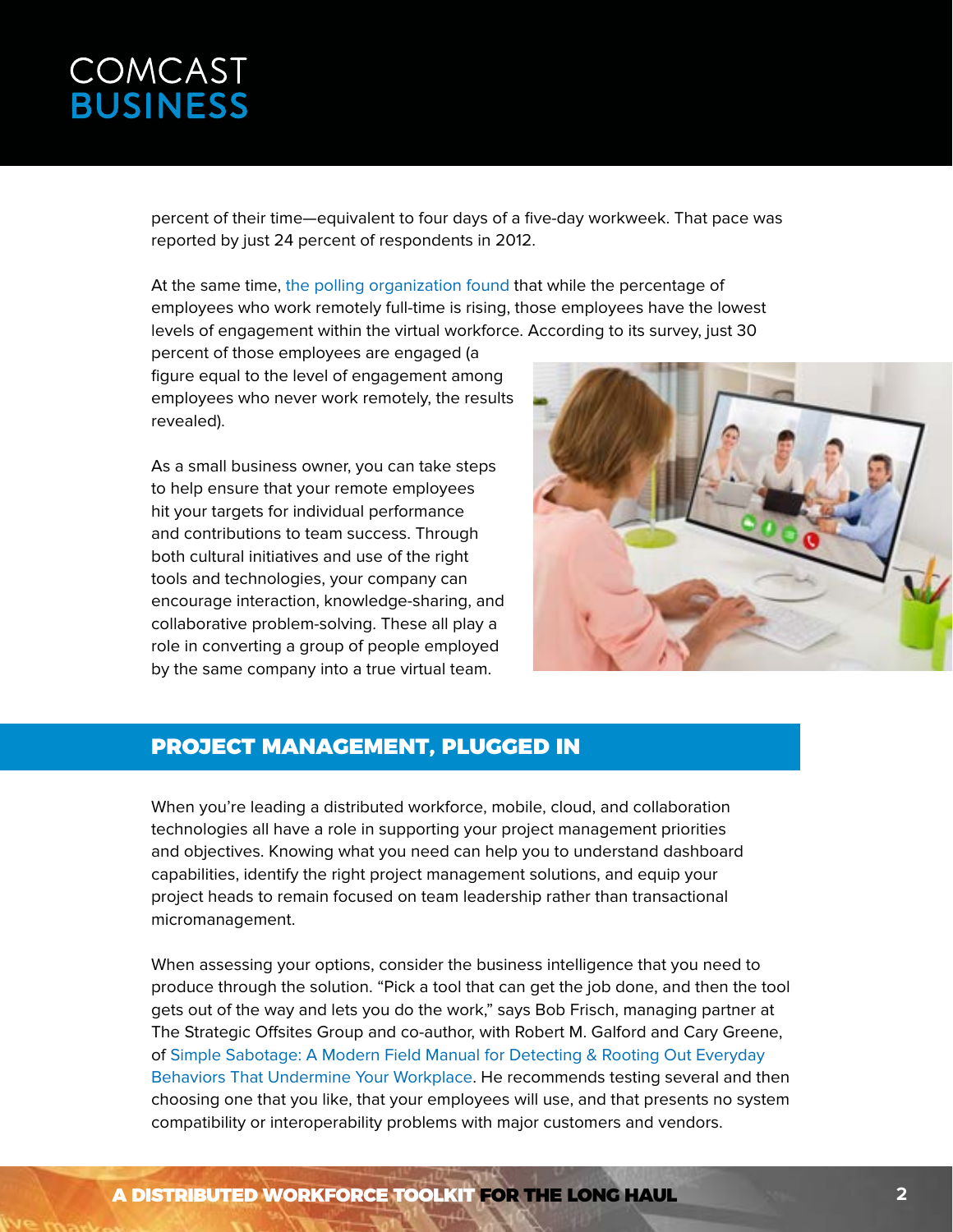percent of their time—equivalent to four days of a five-day workweek. That pace was reported by just 24 percent of respondents in 2012.

At the same time, the polling organization found that while the percentage of employees who work remotely full-time is rising, those employees have the lowest levels of engagement within the virtual workforce. According to its survey, just 30 percent of those employees are engaged (a figure equal to the level of engagement among employees who never work remotely, the results revealed).

As a small business owner, you can take steps to help ensure that your remote employees hit your targets for individual performance and contributions to team success. Through both cultural initiatives and use of the right tools and technologies, your company can encourage interaction, knowledge-sharing, and collaborative problem-solving. These all play a role in converting a group of people employed by the same company into a true virtual team.

## PROJECT MANAGEMENT, PLUGGED IN

When you're leading a distributed workforce, mobile, cloud, and collaboration technologies all have a role in supporting your project management priorities and objectives. Knowing what you need can help you to understand dashboard capabilities, identify the right project management solutions, and equip your project heads to remain focused on team leadership rather than transactional micromanagement.

When assessing your options, consider the business intelligence that you need to produce through the solution. "Pick a tool that can get the job done, and then the tool gets out of the way and lets you do the work," says Bob Frisch, managing partner at The Strategic Offsites Group and co-author, with Robert M. Galford and Cary Greene, of Simple Sabotage: A Modern Field Manual for Detecting & Rooting Out Everyday Behaviors That Undermine Your Workplace. He recommends testing several and then choosing one that you like, that your employees will use, and that presents no system compatibility or interoperability problems with major customers and vendors.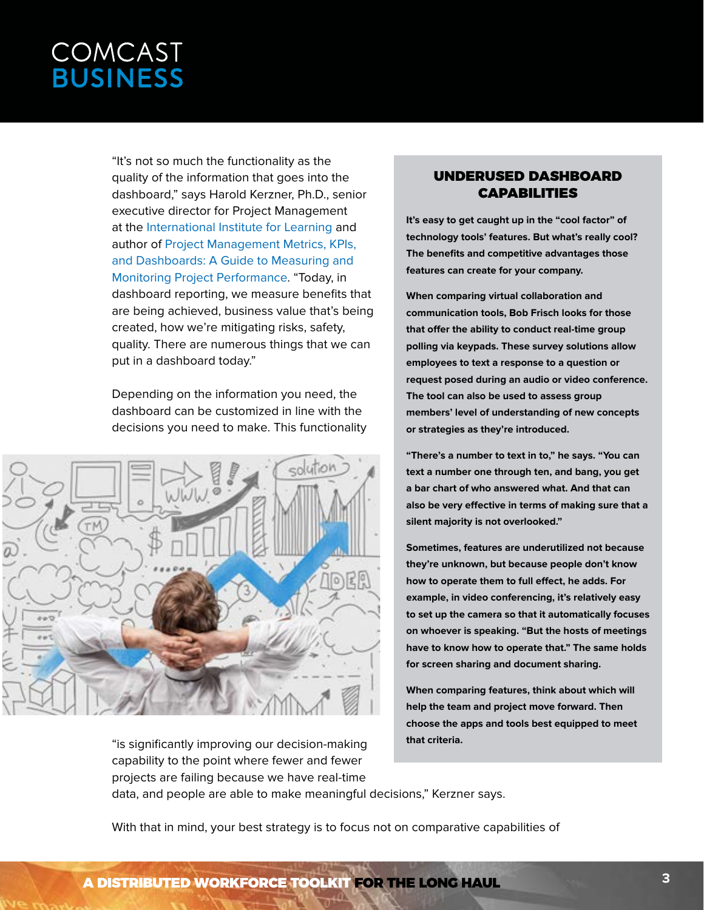"It's not so much the functionality as the quality of the information that goes into the dashboard," says Harold Kerzner, Ph.D., senior executive director for Project Management at the International Institute for Learning and author of Project Management Metrics, KPIs, and Dashboards: A Guide to Measuring and Monitoring Project Performance. "Today, in dashboard reporting, we measure benefits that are being achieved, business value that's being created, how we're mitigating risks, safety, quality. There are numerous things that we can put in a dashboard today."

Depending on the information you need, the dashboard can be customized in line with the decisions you need to make. This functionality "is significantly improving our decision-making capability to the point where fewer and fewer projects are failing because we have real-time data, and people are able to make meaningful decisions," Kerzner says.

With that in mind, your best strategy is to focus not on comparative capabilities of

## UNDERUSED DASHBOARD CAPABILITIES

**It's easy to get caught up in the "cool factor" of technology tools' features. But what's really cool? The benefits and competitive advantages those features can create for your company.**

**When comparing virtual collaboration and communication tools, Bob Frisch looks for those that offer the ability to conduct real-time group polling via keypads. These survey solutions allow employees to text a response to a question or request posed during an audio or video conference. The tool can also be used to assess group members' level of understanding of new concepts or strategies as they're introduced.**

**"There's a number to text in to," he says. "You can text a number one through ten, and bang, you get a bar chart of who answered what. And that can also be very effective in terms of making sure that a silent majority is not overlooked."**

**Sometimes, features are underutilized not because they're unknown, but because people don't know how to operate them to full effect, he adds. For example, in video conferencing, it's relatively easy to set up the camera so that it automatically focuses on whoever is speaking. "But the hosts of meetings have to know how to operate that." The same holds for screen sharing and document sharing.**

**When comparing features, think about which will help the team and project move forward. Then choose the apps and tools best equipped to meet that criteria.**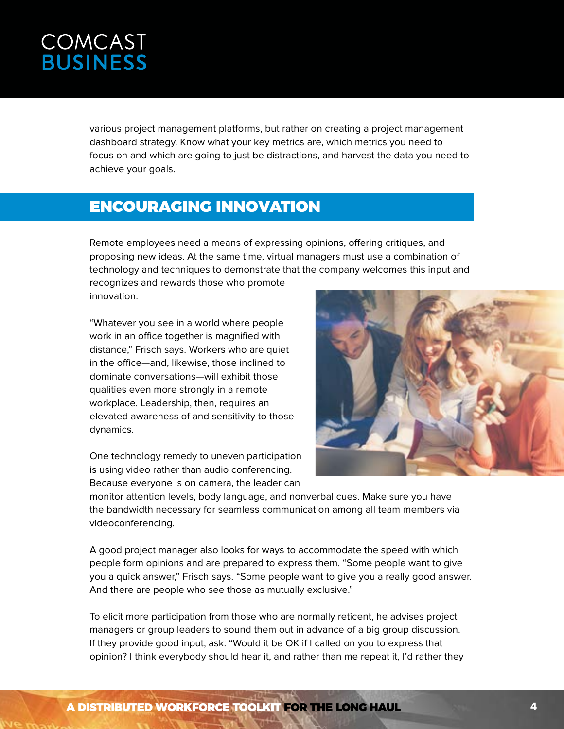various project management platforms, but rather on creating a project management dashboard strategy. Know what your key metrics are, which metrics you need to focus on and which are going to just be distractions, and harvest the data you need to achieve your goals.

## ENCOURAGING INNOVATION

Remote employees need a means of expressing opinions, offering critiques, and proposing new ideas. At the same time, virtual managers must use a combination of technology and techniques to demonstrate that the company welcomes this input and recognizes and rewards those who promote innovation.

"Whatever you see in a world where people work in an office together is magnified with distance," Frisch says. Workers who are quiet in the office—and, likewise, those inclined to dominate conversations—will exhibit those qualities even more strongly in a remote workplace. Leadership, then, requires an elevated awareness of and sensitivity to those dynamics.

One technology remedy to uneven participation is using video rather than audio conferencing. Because everyone is on camera, the leader can monitor attention levels, body language, and nonverbal cues. Make sure you have the bandwidth necessary for seamless communication among all team members via videoconferencing.

A good project manager also looks for ways to accommodate the speed with which people form opinions and are prepared to express them. "Some people want to give you a quick answer," Frisch says. "Some people want to give you a really good answer. And there are people who see those as mutually exclusive."

To elicit more participation from those who are normally reticent, he advises project managers or group leaders to sound them out in advance of a big group discussion. If they provide good input, ask: "Would it be OK if I called on you to express that opinion? I think everybody should hear it, and rather than me repeat it, I'd rather they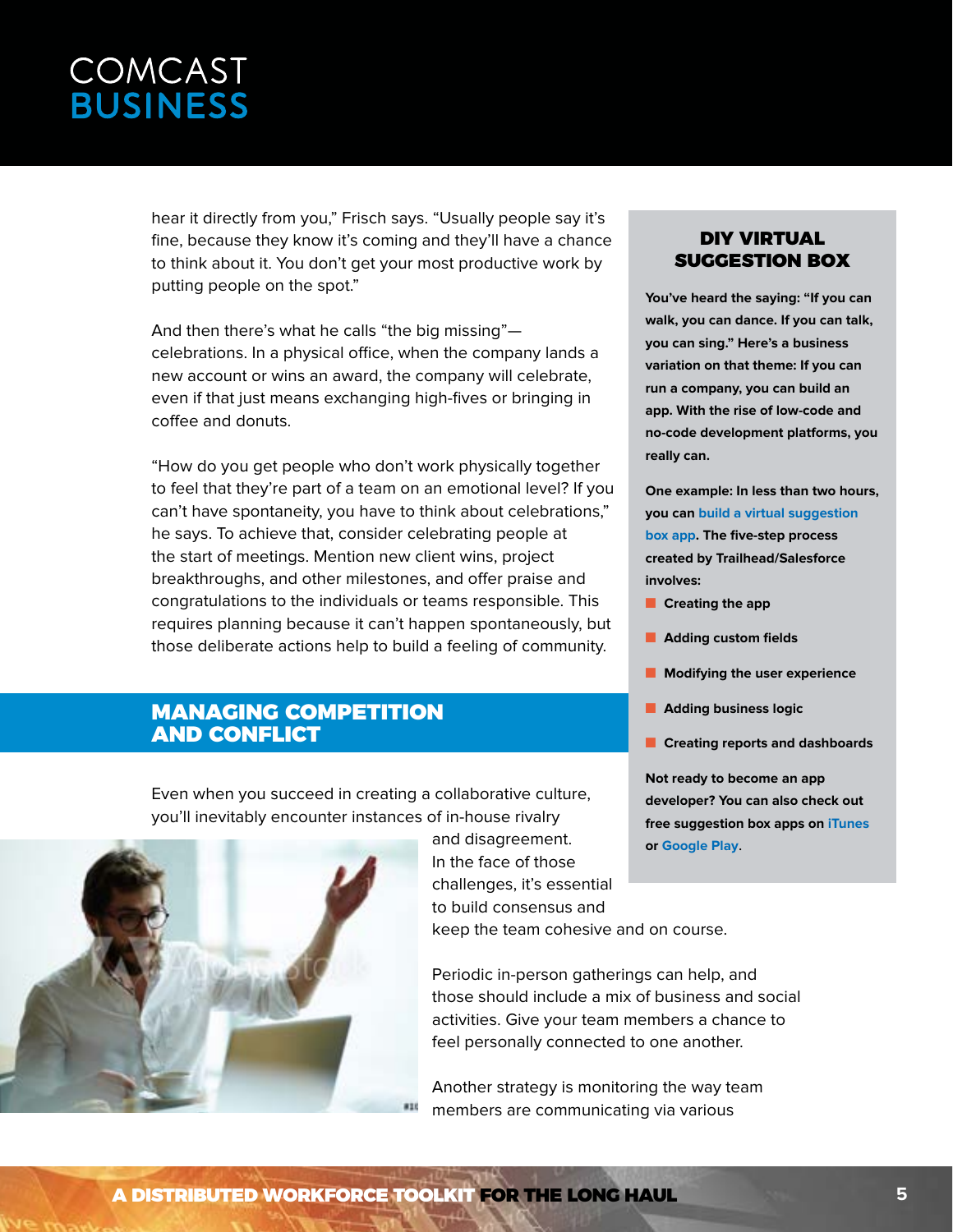hear it directly from you," Frisch says. "Usually people say it's fine, because they know it's coming and they'll have a chance to think about it. You don't get your most productive work by putting people on the spot."

And then there's what he calls "the big missing"—celebrations. In a physical office, when the company lands a new account or wins an award, the company will celebrate, even if that just means exchanging high-fives or bringing in coffee and donuts.

"How do you get people who don't work physically together to feel that they're part of a team on an emotional level? If you can't have spontaneity, you have to think about celebrations," he says. To achieve that, consider celebrating people at the start of meetings. Mention new client wins, project breakthroughs, and other milestones, and offer praise and congratulations to the individuals or teams responsible. This requires planning because it can't happen spontaneously, but those deliberate actions help to build a feeling of community.

## MANAGING COMPETITION AND CONFLICT

Even when you succeed in creating a collaborative culture, you'll inevitably encounter instances of in-house rivalry and disagreement. In the face of those challenges, it's essential to build consensus and keep the team cohesive and on course.

Periodic in-person gatherings can help, and those should include a mix of business and social activities. Give your team members a chance to feel personally connected to one another.

Another strategy is monitoring the way team members are communicating via various

### DIY VIRTUAL SUGGESTION BOX

**You've heard the saying: "If you can walk, you can dance. If you can talk, you can sing." Here's a business variation on that theme: If you can run a company, you can build an app. With the rise of low-code and no-code development platforms, you really can.**

**One example: In less than two hours, you can build a virtual suggestion box app. The five-step process created by Trailhead/Salesforce involves:**

- **Creating the app**
- **Adding custom fields**
- **Modifying the user experience**
- **Adding business logic**
- **Creating reports and dashboards**

**Not ready to become an app developer? You can also check out free suggestion box apps on iTunes or Google Play.**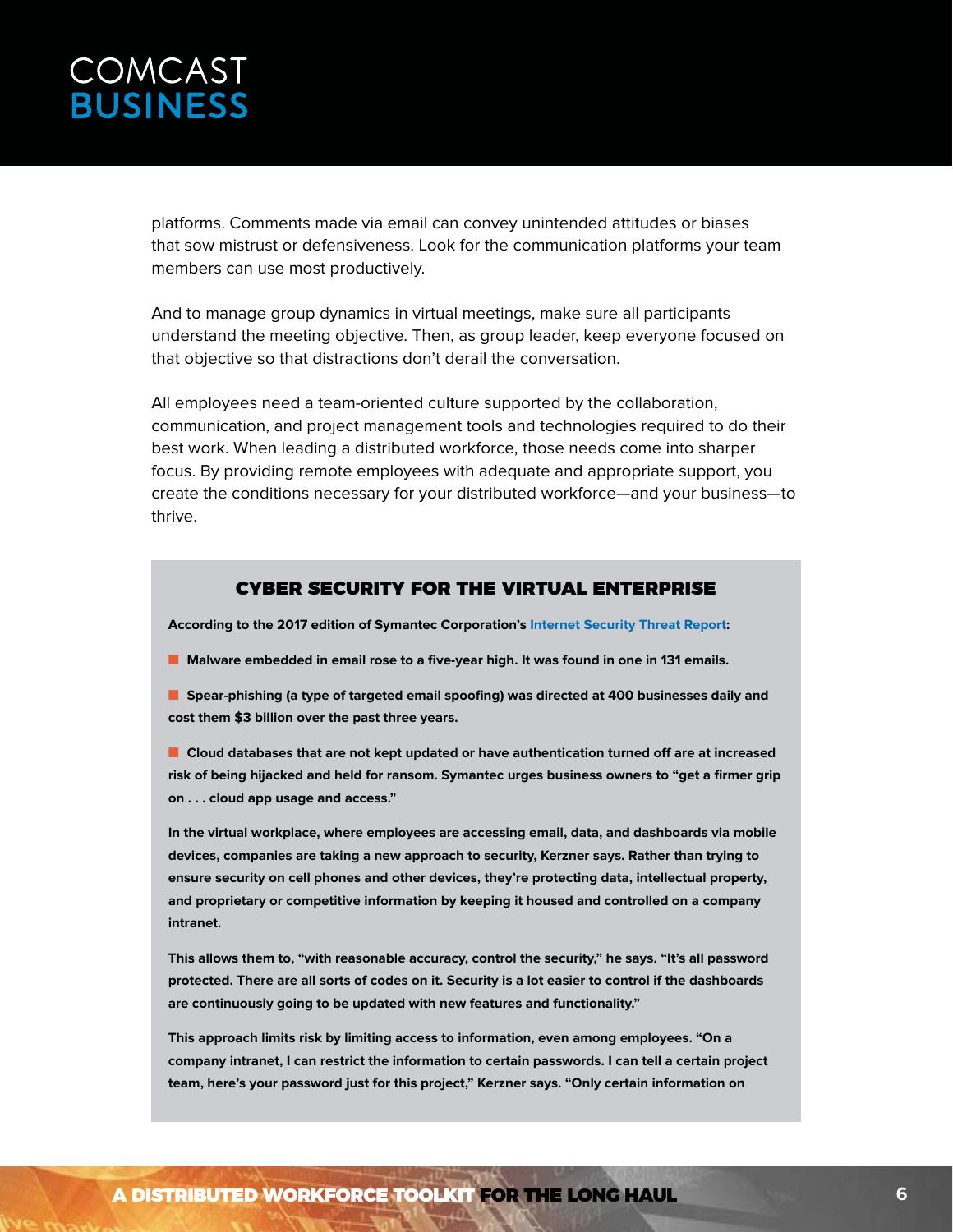platforms. Comments made via email can convey unintended attitudes or biases that sow mistrust or defensiveness. Look for the communication platforms your team members can use most productively.

And to manage group dynamics in virtual meetings, make sure all participants understand the meeting objective. Then, as group leader, keep everyone focused on that objective so that distractions don't derail the conversation.

All employees need a team-oriented culture supported by the collaboration, communication, and project management tools and technologies required to do their best work. When leading a distributed workforce, those needs come into sharper focus. By providing remote employees with adequate and appropriate support, you create the conditions necessary for your distributed workforce—and your business—to thrive.

## CYBER SECURITY FOR THE VIRTUAL ENTERPRISE

**According to the 2017 edition of Symantec Corporation's Internet Security Threat Report:**

- **Malware embedded in email rose to a five-year high. It was found in one in 131 emails.**
- **Spear-phishing (a type of targeted email spoofing) was directed at 400 businesses daily and cost them $3 billion over the past three years.**
- **Cloud databases that are not kept updated or have authentication turned off are at increased risk of being hijacked and held for ransom. Symantec urges business owners to "get a firmer grip on . . . cloud app usage and access."**

**In the virtual workplace, where employees are accessing email, data, and dashboards via mobile devices, companies are taking a new approach to security, Kerzner says. Rather than trying to ensure security on cell phones and other devices, they're protecting data, intellectual property, and proprietary or competitive information by keeping it housed and controlled on a company intranet.**

**This allows them to, "with reasonable accuracy, control the security," he says. "It's all password protected. There are all sorts of codes on it. Security is a lot easier to control if the dashboards are continuously going to be updated with new features and functionality."**

**This approach limits risk by limiting access to information, even among employees. "On a company intranet, I can restrict the information to certain passwords. I can tell a certain project team, here's your password just for this project," Kerzner says. "Only certain information on**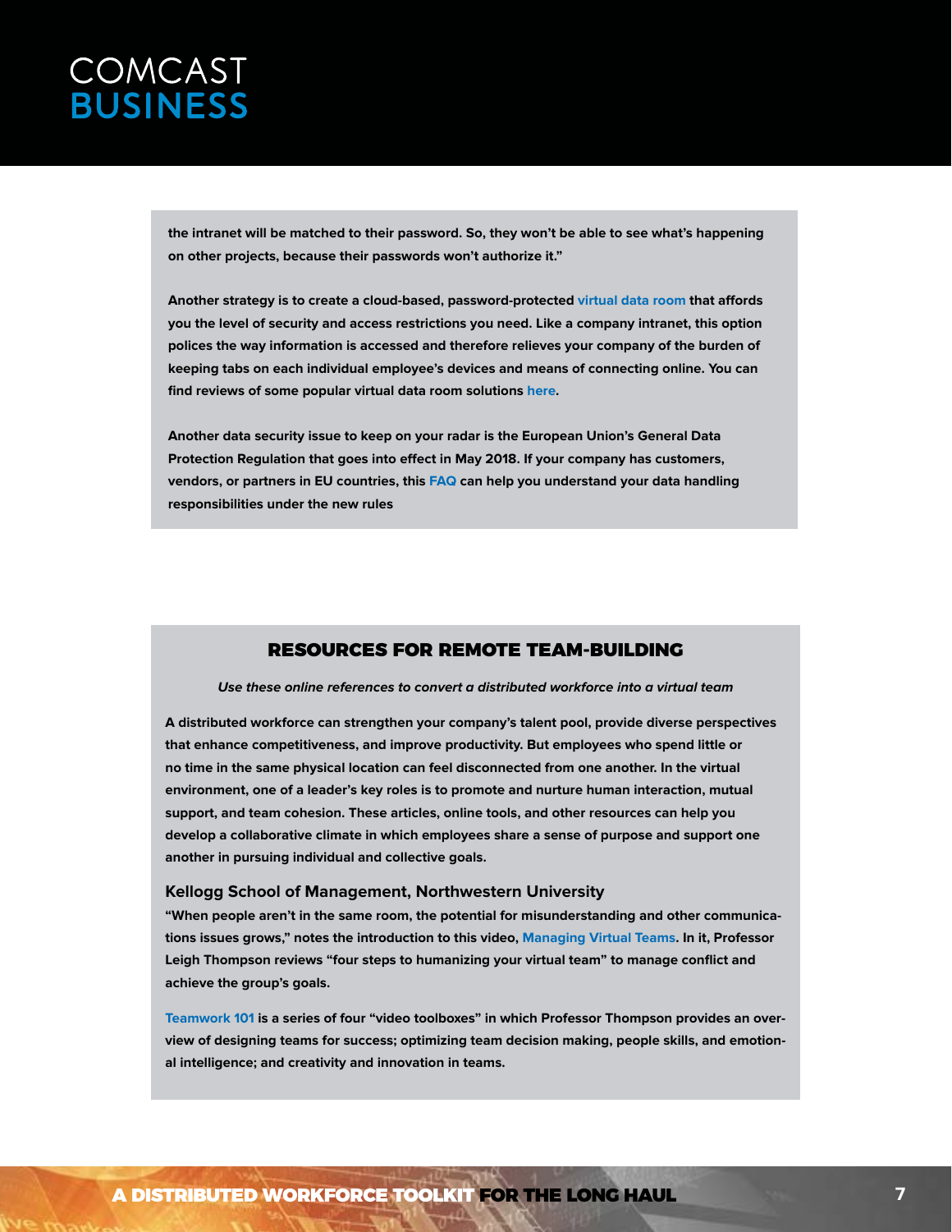**the intranet will be matched to their password. So, they won't be able to see what's happening on other projects, because their passwords won't authorize it."**

**Another strategy is to create a cloud-based, password-protected virtual data room that affords you the level of security and access restrictions you need. Like a company intranet, this option polices the way information is accessed and therefore relieves your company of the burden of keeping tabs on each individual employee's devices and means of connecting online. You can find reviews of some popular virtual data room solutions here.**

**Another data security issue to keep on your radar is the European Union's General Data Protection Regulation that goes into effect in May 2018. If your company has customers, vendors, or partners in EU countries, this FAQ can help you understand your data handling responsibilities under the new rules**

## RESOURCES FOR REMOTE TEAM-BUILDING

***Use these online references to convert a distributed workforce into a virtual team***

**A distributed workforce can strengthen your company's talent pool, provide diverse perspectives that enhance competitiveness, and improve productivity. But employees who spend little or no time in the same physical location can feel disconnected from one another. In the virtual environment, one of a leader's key roles is to promote and nurture human interaction, mutual support, and team cohesion. These articles, online tools, and other resources can help you develop a collaborative climate in which employees share a sense of purpose and support one another in pursuing individual and collective goals.**

### Kellogg School of Management, Northwestern University

**"When people aren't in the same room, the potential for misunderstanding and other communications issues grows," notes the introduction to this video, Managing Virtual Teams. In it, Professor Leigh Thompson reviews "four steps to humanizing your virtual team" to manage conflict and achieve the group's goals.**

**Teamwork 101 is a series of four "video toolboxes" in which Professor Thompson provides an overview of designing teams for success; optimizing team decision making, people skills, and emotional intelligence; and creativity and innovation in teams.**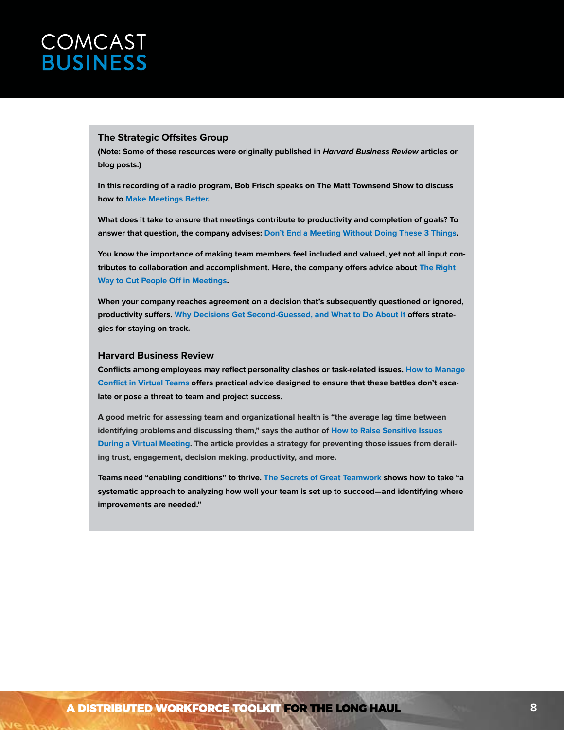### The Strategic Offsites Group

**(Note: Some of these resources were originally published in *Harvard Business Review* articles or blog posts.)**

**In this recording of a radio program, Bob Frisch speaks on The Matt Townsend Show to discuss how to Make Meetings Better.**

**What does it take to ensure that meetings contribute to productivity and completion of goals? To answer that question, the company advises: Don't End a Meeting Without Doing These 3 Things.**

**You know the importance of making team members feel included and valued, yet not all input contributes to collaboration and accomplishment. Here, the company offers advice about The Right Way to Cut People Off in Meetings.**

**When your company reaches agreement on a decision that's subsequently questioned or ignored, productivity suffers. Why Decisions Get Second-Guessed, and What to Do About It offers strategies for staying on track.**

### Harvard Business Review

**Conflicts among employees may reflect personality clashes or task-related issues. How to Manage Conflict in Virtual Teams offers practical advice designed to ensure that these battles don't escalate or pose a threat to team and project success.**

**A good metric for assessing team and organizational health is "the average lag time between identifying problems and discussing them," says the author of How to Raise Sensitive Issues During a Virtual Meeting. The article provides a strategy for preventing those issues from derailing trust, engagement, decision making, productivity, and more.**

**Teams need "enabling conditions" to thrive. The Secrets of Great Teamwork shows how to take "a systematic approach to analyzing how well your team is set up to succeed—and identifying where improvements are needed."**